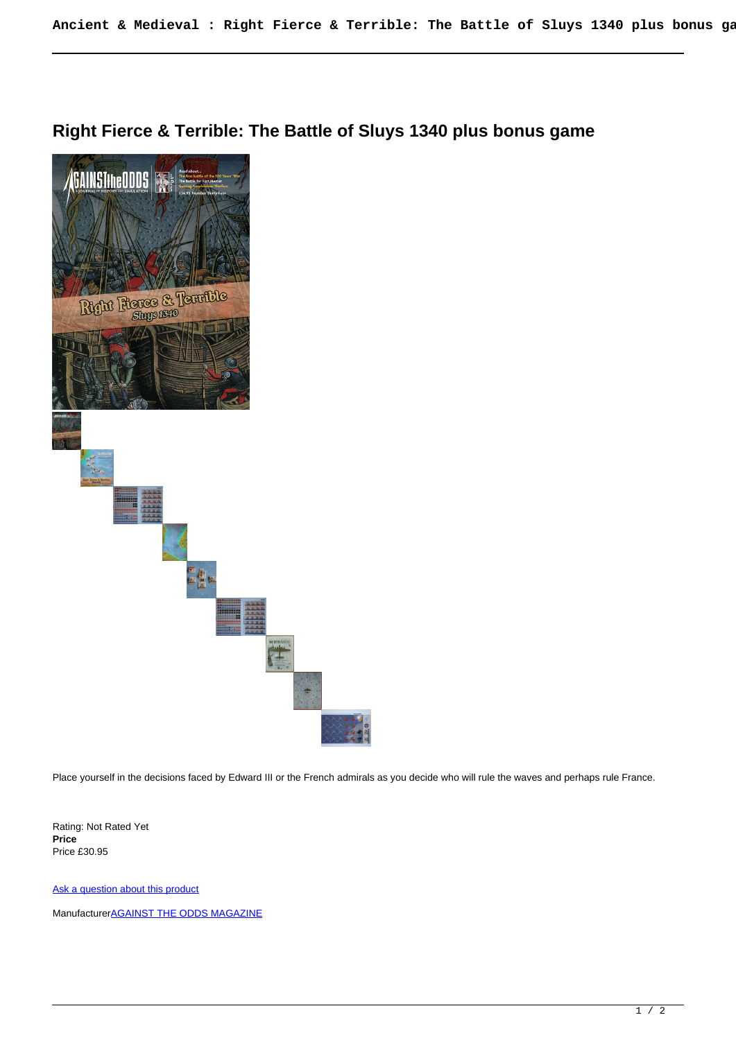# Right Fierce & Terrible: The Battle of Sluys 1340 plus bonus game

Place yourself in the decisions faced by Edward III or the French admirals as you decide who will rule the waves and perhaps rule France.

Rating: Not Rated Yet
**Price**
Price £30.95

[Ask a question about this product]

Manufacturer[AGAINST THE ODDS MAGAZINE]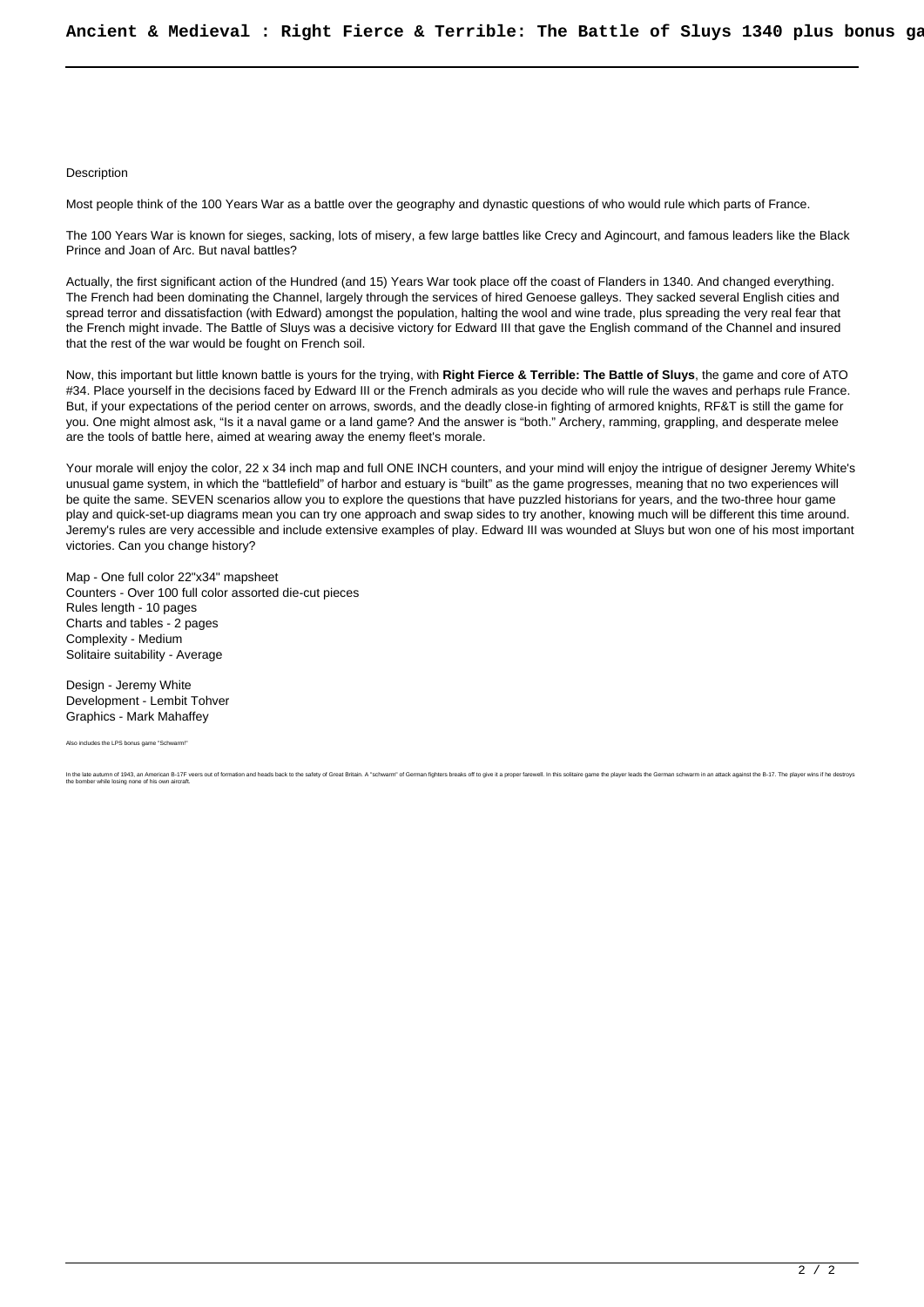Description

Most people think of the 100 Years War as a battle over the geography and dynastic questions of who would rule which parts of France.

The 100 Years War is known for sieges, sacking, lots of misery, a few large battles like Crecy and Agincourt, and famous leaders like the Black Prince and Joan of Arc. But naval battles?

Actually, the first significant action of the Hundred (and 15) Years War took place off the coast of Flanders in 1340. And changed everything. The French had been dominating the Channel, largely through the services of hired Genoese galleys. They sacked several English cities and spread terror and dissatisfaction (with Edward) amongst the population, halting the wool and wine trade, plus spreading the very real fear that the French might invade. The Battle of Sluys was a decisive victory for Edward III that gave the English command of the Channel and insured that the rest of the war would be fought on French soil.

Now, this important but little known battle is yours for the trying, with **Right Fierce & Terrible: The Battle of Sluys**, the game and core of ATO #34. Place yourself in the decisions faced by Edward III or the French admirals as you decide who will rule the waves and perhaps rule France. But, if your expectations of the period center on arrows, swords, and the deadly close-in fighting of armored knights, RF&T is still the game for you. One might almost ask, "Is it a naval game or a land game? And the answer is "both." Archery, ramming, grappling, and desperate melee are the tools of battle here, aimed at wearing away the enemy fleet's morale.

Your morale will enjoy the color, 22 x 34 inch map and full ONE INCH counters, and your mind will enjoy the intrigue of designer Jeremy White's unusual game system, in which the "battlefield" of harbor and estuary is "built" as the game progresses, meaning that no two experiences will be quite the same. SEVEN scenarios allow you to explore the questions that have puzzled historians for years, and the two-three hour game play and quick-set-up diagrams mean you can try one approach and swap sides to try another, knowing much will be different this time around. Jeremy's rules are very accessible and include extensive examples of play. Edward III was wounded at Sluys but won one of his most important victories. Can you change history?

Map - One full color 22"x34" mapsheet
Counters - Over 100 full color assorted die-cut pieces
Rules length - 10 pages
Charts and tables - 2 pages
Complexity - Medium
Solitaire suitability - Average

Design - Jeremy White
Development - Lembit Tohver
Graphics - Mark Mahaffey

Also includes the LPS bonus game "Schwarm!"

In the late autumn of 1943, an American B-17F veers out of formation and heads back to the safety of Great Britain. A "schwarm" of German fighters breaks off to give it a proper farewell. In this solitaire game the player leads the German schwarm in an attack against the B-17. The player wins if he destroys the bomber while losing none of his own aircraft.